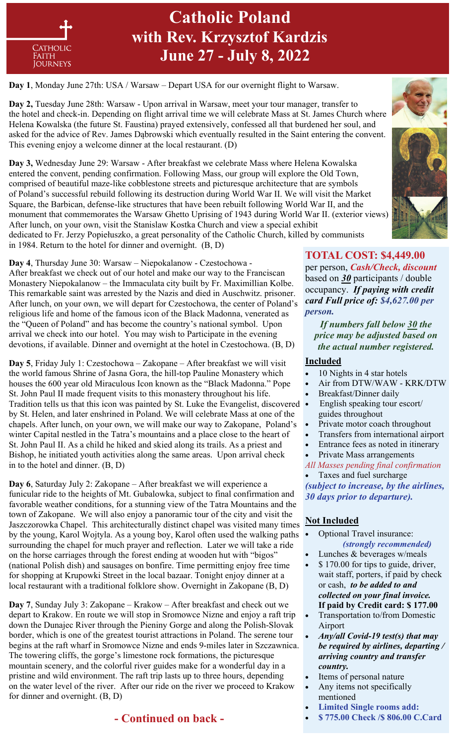# Catholic Poland with Rev. Krzysztof Kardzis June 27 - July 8, 2022

CATHOLIC FAITH JOURNEYS

**Day 1**, Monday June 27th: USA / Warsaw – Depart USA for our overnight flight to Warsaw.

**Day 2,** Tuesday June 28th: Warsaw - Upon arrival in Warsaw, meet your tour manager, transfer to the hotel and check-in. Depending on flight arrival time we will celebrate Mass at St. James Church where Helena Kowalska (the future St. Faustina) prayed extensively, confessed all that burdened her soul, and asked for the advice of Rev. James Dąbrowski which eventually resulted in the Saint entering the convent. This evening enjoy a welcome dinner at the local restaurant. (D)

**Day 3,** Wednesday June 29: Warsaw - After breakfast we celebrate Mass where Helena Kowalska entered the convent, pending confirmation. Following Mass, our group will explore the Old Town, comprised of beautiful maze-like cobblestone streets and picturesque architecture that are symbols of Poland's successful rebuild following its destruction during World War II. We will visit the Market Square, the Barbican, defense-like structures that have been rebuilt following World War II, and the monument that commemorates the Warsaw Ghetto Uprising of 1943 during World War II. (exterior views) After lunch, on your own, visit the Stanislaw Kostka Church and view a special exhibit dedicated to Fr. Jerzy Popiełuszko, a great personality of the Catholic Church, killed by communists in 1984. Return to the hotel for dinner and overnight. (B, D)

**Day 4**, Thursday June 30: Warsaw – Niepokalanow - Czestochowa - After breakfast we check out of our hotel and make our way to the Franciscan Monastery Niepokalanow – the Immaculata city built by Fr. Maximillian Kolbe. This remarkable saint was arrested by the Nazis and died in Auschwitz. prisoner. After lunch, on your own, we will depart for Czestochowa, the center of Poland's religious life and home of the famous icon of the Black Madonna, venerated as the "Queen of Poland" and has become the country's national symbol. Upon arrival we check into our hotel. You may wish to Participate in the evening devotions, if available. Dinner and overnight at the hotel in Czestochowa. (B, D)

**Day 5**, Friday July 1: Czestochowa – Zakopane – After breakfast we will visit the world famous Shrine of Jasna Gora, the hill-top Pauline Monastery which houses the 600 year old Miraculous Icon known as the "Black Madonna." Pope St. John Paul II made frequent visits to this monastery throughout his life. Tradition tells us that this icon was painted by St. Luke the Evangelist, discovered by St. Helen, and later enshrined in Poland. We will celebrate Mass at one of the chapels. After lunch, on your own, we will make our way to Zakopane, Poland's winter Capital nestled in the Tatra's mountains and a place close to the heart of St. John Paul II. As a child he hiked and skied along its trails. As a priest and Bishop, he initiated youth activities along the same areas. Upon arrival check in to the hotel and dinner. (B, D)

**Day 6**, Saturday July 2: Zakopane – After breakfast we will experience a funicular ride to the heights of Mt. Gubalowka, subject to final confirmation and favorable weather conditions, for a stunning view of the Tatra Mountains and the town of Zakopane. We will also enjoy a panoramic tour of the city and visit the Jaszczorowka Chapel. This architecturally distinct chapel was visited many times by the young, Karol Wojtyla. As a young boy, Karol often used the walking paths surrounding the chapel for much prayer and reflection. Later we will take a ride on the horse carriages through the forest ending at wooden hut with "bigos" (national Polish dish) and sausages on bonfire. Time permitting enjoy free time for shopping at Krupowki Street in the local bazaar. Tonight enjoy dinner at a local restaurant with a traditional folklore show. Overnight in Zakopane (B, D)

**Day 7**, Sunday July 3: Zakopane – Krakow – After breakfast and check out we depart to Krakow. En route we will stop in Sromowce Nizne and enjoy a raft trip down the Dunajec River through the Pieniny Gorge and along the Polish-Slovak border, which is one of the greatest tourist attractions in Poland. The serene tour begins at the raft wharf in Sromowce Nizne and ends 9-miles later in Szczawnica. The towering cliffs, the gorge's limestone rock formations, the picturesque mountain scenery, and the colorful river guides make for a wonderful day in a pristine and wild environment. The raft trip lasts up to three hours, depending on the water level of the river. After our ride on the river we proceed to Krakow for dinner and overnight. (B, D)

**- Continued on back -**

## TOTAL COST: $4,449.00

per person, ***Cash/Check, discount*** based on ***30*** participants / double occupancy. ***If paying with credit card Full price of: $4,627.00 per person.***

***If numbers fall below 30 the price may be adjusted based on the actual number registered.***

**Included**

- 10 Nights in 4 star hotels
- Air from DTW/WAW - KRK/DTW
- Breakfast/Dinner daily
- English speaking tour escort/ guides throughout
- Private motor coach throughout
- Transfers from international airport
- Entrance fees as noted in itinerary
- Private Mass arrangements

*All Masses pending final confirmation*

- Taxes and fuel surcharge

***(subject to increase, by the airlines, 30 days prior to departure).***

**Not Included**

- Optional Travel insurance: ***(strongly recommended)***
- Lunches & beverages w/meals
- $ 170.00 for tips to guide, driver, wait staff, porters, if paid by check or cash, ***to be added to and collected on your final invoice.*** **If paid by Credit card: $ 177.00**
- Transportation to/from Domestic Airport
- ***Any/all Covid-19 test(s) that may be required by airlines, departing / arriving country and transfer country.***
- Items of personal nature
- Any items not specifically mentioned
- **Limited Single rooms add:**
- **$ 775.00 Check /$ 806.00 C.Card**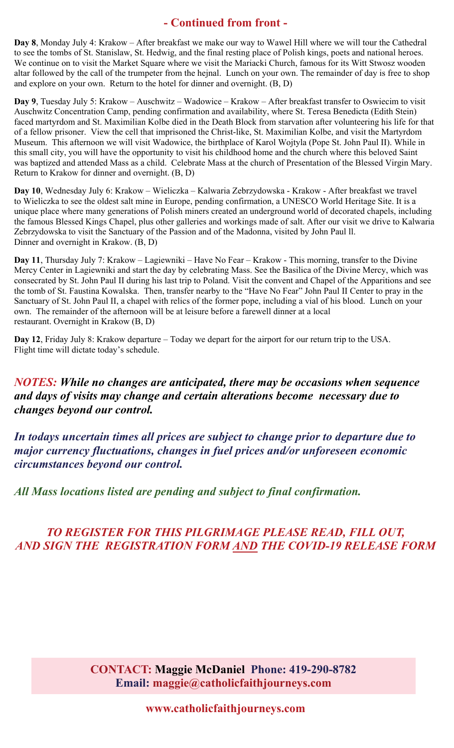## - Continued from front -

**Day 8**, Monday July 4: Krakow – After breakfast we make our way to Wawel Hill where we will tour the Cathedral to see the tombs of St. Stanislaw, St. Hedwig, and the final resting place of Polish kings, poets and national heroes. We continue on to visit the Market Square where we visit the Mariacki Church, famous for its Witt Stwosz wooden altar followed by the call of the trumpeter from the hejnal. Lunch on your own. The remainder of day is free to shop and explore on your own. Return to the hotel for dinner and overnight. (B, D)

**Day 9**, Tuesday July 5: Krakow – Auschwitz – Wadowice – Krakow – After breakfast transfer to Oswiecim to visit Auschwitz Concentration Camp, pending confirmation and availability, where St. Teresa Benedicta (Edith Stein) faced martyrdom and St. Maximilian Kolbe died in the Death Block from starvation after volunteering his life for that of a fellow prisoner. View the cell that imprisoned the Christ-like, St. Maximilian Kolbe, and visit the Martyrdom Museum. This afternoon we will visit Wadowice, the birthplace of Karol Wojtyla (Pope St. John Paul II). While in this small city, you will have the opportunity to visit his childhood home and the church where this beloved Saint was baptized and attended Mass as a child. Celebrate Mass at the church of Presentation of the Blessed Virgin Mary. Return to Krakow for dinner and overnight. (B, D)

**Day 10**, Wednesday July 6: Krakow – Wieliczka – Kalwaria Zebrzydowska - Krakow - After breakfast we travel to Wieliczka to see the oldest salt mine in Europe, pending confirmation, a UNESCO World Heritage Site. It is a unique place where many generations of Polish miners created an underground world of decorated chapels, including the famous Blessed Kings Chapel, plus other galleries and workings made of salt. After our visit we drive to Kalwaria Zebrzydowska to visit the Sanctuary of the Passion and of the Madonna, visited by John Paul ll. Dinner and overnight in Krakow. (B, D)

**Day 11**, Thursday July 7: Krakow – Lagiewniki – Have No Fear – Krakow - This morning, transfer to the Divine Mercy Center in Lagiewniki and start the day by celebrating Mass. See the Basilica of the Divine Mercy, which was consecrated by St. John Paul II during his last trip to Poland. Visit the convent and Chapel of the Apparitions and see the tomb of St. Faustina Kowalska. Then, transfer nearby to the "Have No Fear" John Paul II Center to pray in the Sanctuary of St. John Paul II, a chapel with relics of the former pope, including a vial of his blood. Lunch on your own. The remainder of the afternoon will be at leisure before a farewell dinner at a local restaurant. Overnight in Krakow (B, D)

**Day 12**, Friday July 8: Krakow departure – Today we depart for the airport for our return trip to the USA. Flight time will dictate today's schedule.

***NOTES: While no changes are anticipated, there may be occasions when sequence and days of visits may change and certain alterations become necessary due to changes beyond our control.***

***In todays uncertain times all prices are subject to change prior to departure due to major currency fluctuations, changes in fuel prices and/or unforeseen economic circumstances beyond our control.***

***All Mass locations listed are pending and subject to final confirmation.***

***TO REGISTER FOR THIS PILGRIMAGE PLEASE READ, FILL OUT, AND SIGN THE REGISTRATION FORM AND THE COVID-19 RELEASE FORM***

**CONTACT: Maggie McDaniel Phone: 419-290-8782**
**Email: maggie@catholicfaithjourneys.com**

**www.catholicfaithjourneys.com**